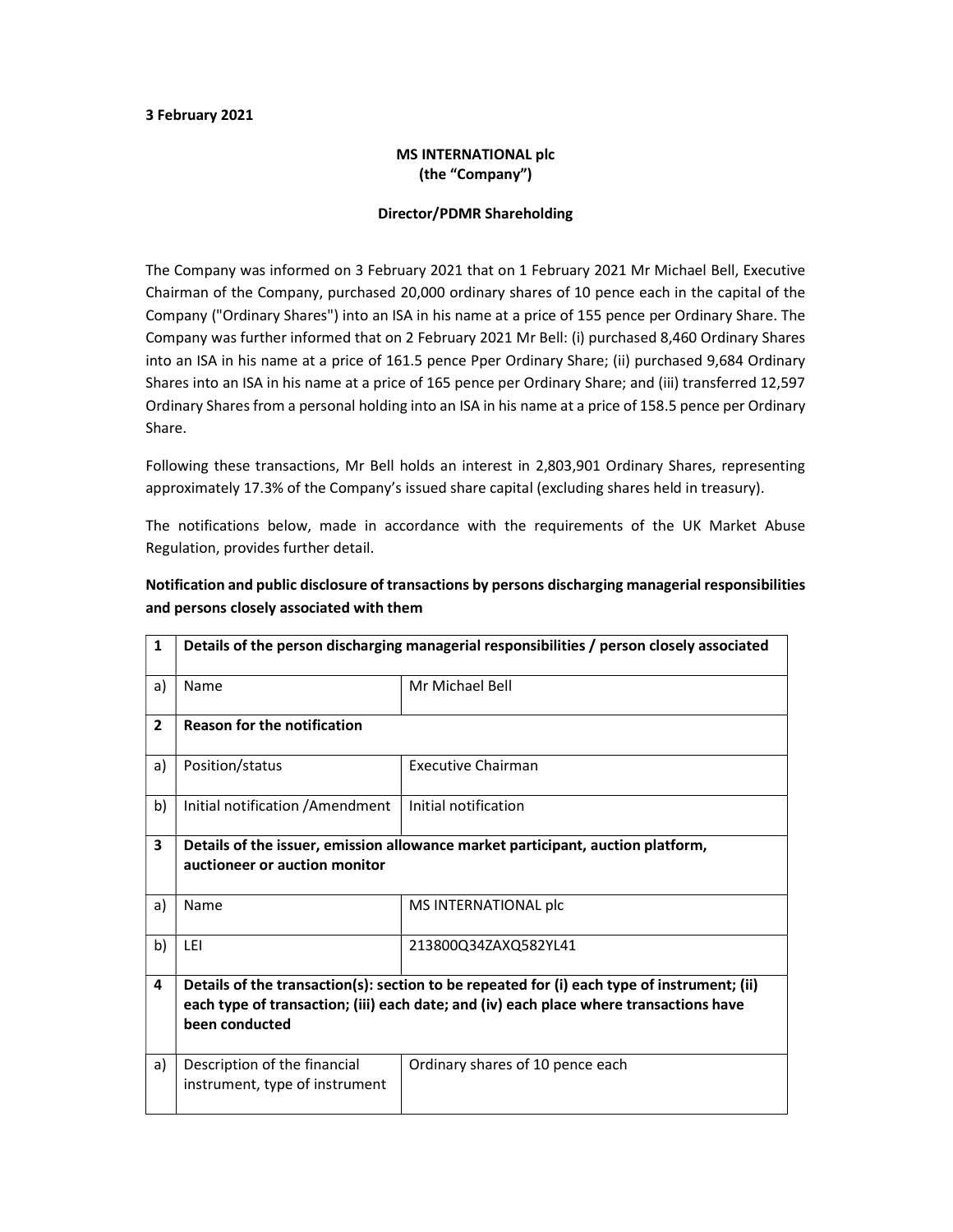**3 February 2021**

**MS INTERNATIONAL plc**
**(the "Company")**

**Director/PDMR Shareholding**

The Company was informed on 3 February 2021 that on 1 February 2021 Mr Michael Bell, Executive Chairman of the Company, purchased 20,000 ordinary shares of 10 pence each in the capital of the Company ("Ordinary Shares") into an ISA in his name at a price of 155 pence per Ordinary Share. The Company was further informed that on 2 February 2021 Mr Bell: (i) purchased 8,460 Ordinary Shares into an ISA in his name at a price of 161.5 pence Pper Ordinary Share; (ii) purchased 9,684 Ordinary Shares into an ISA in his name at a price of 165 pence per Ordinary Share; and (iii) transferred 12,597 Ordinary Shares from a personal holding into an ISA in his name at a price of 158.5 pence per Ordinary Share.

Following these transactions, Mr Bell holds an interest in 2,803,901 Ordinary Shares, representing approximately 17.3% of the Company's issued share capital (excluding shares held in treasury).

The notifications below, made in accordance with the requirements of the UK Market Abuse Regulation, provides further detail.

**Notification and public disclosure of transactions by persons discharging managerial responsibilities and persons closely associated with them**

| | | |
|---|---|---|
| **1** | **Details of the person discharging managerial responsibilities / person closely associated** | |
| a) | Name | Mr Michael Bell |
| **2** | **Reason for the notification** | |
| a) | Position/status | Executive Chairman |
| b) | Initial notification /Amendment | Initial notification |
| **3** | **Details of the issuer, emission allowance market participant, auction platform, auctioneer or auction monitor** | |
| a) | Name | MS INTERNATIONAL plc |
| b) | LEI | 213800Q34ZAXQ582YL41 |
| **4** | **Details of the transaction(s): section to be repeated for (i) each type of instrument; (ii) each type of transaction; (iii) each date; and (iv) each place where transactions have been conducted** | |
| a) | Description of the financial instrument, type of instrument | Ordinary shares of 10 pence each |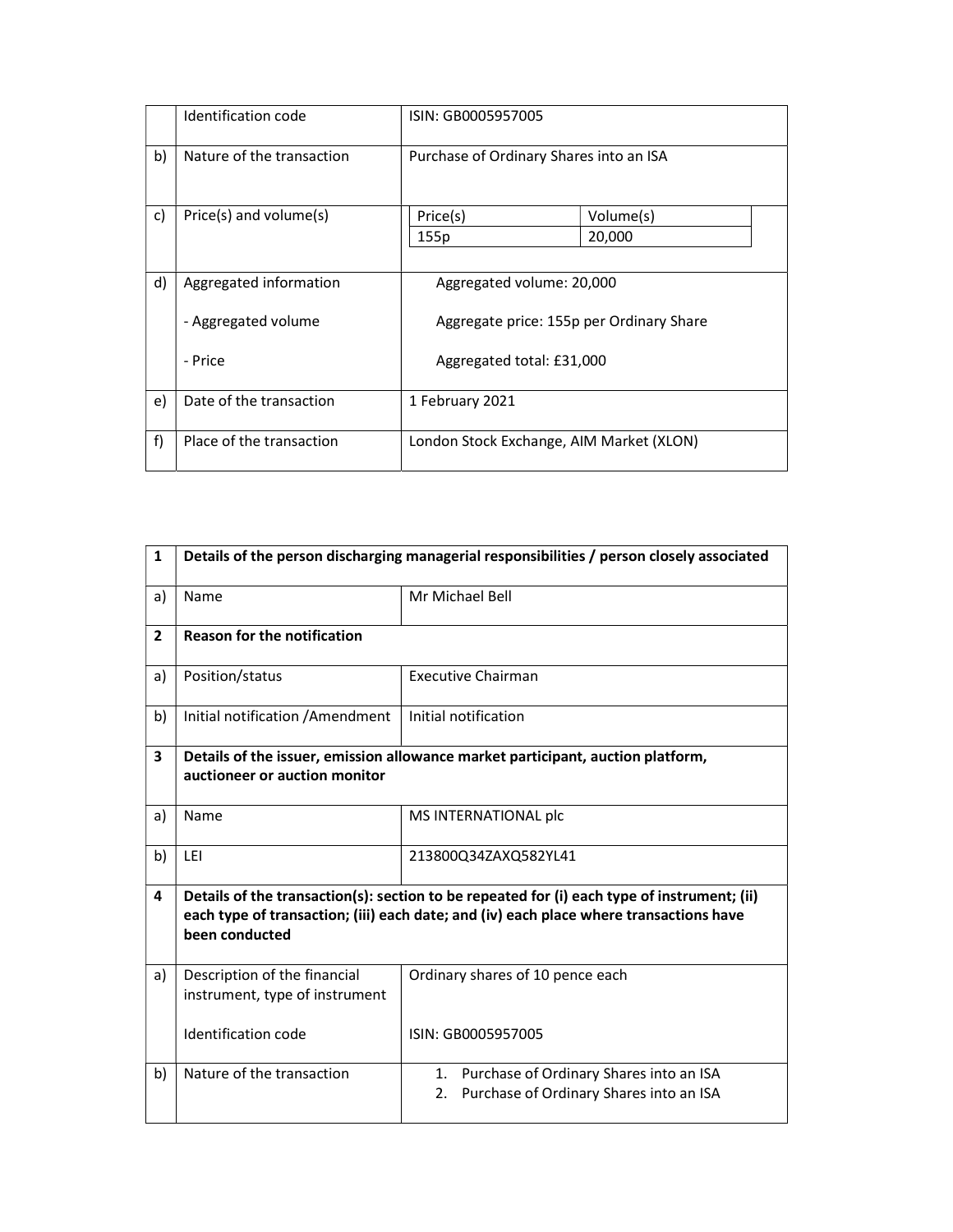| | | |
|---|---|---|
| | Identification code | ISIN: GB0005957005 |
| b) | Nature of the transaction | Purchase of Ordinary Shares into an ISA |
| c) | Price(s) and volume(s) | Price(s): 155p / Volume(s): 20,000 |
| d) | Aggregated information<br>- Aggregated volume<br>- Price | Aggregated volume: 20,000<br>Aggregate price: 155p per Ordinary Share<br>Aggregated total: £31,000 |
| e) | Date of the transaction | 1 February 2021 |
| f) | Place of the transaction | London Stock Exchange, AIM Market (XLON) |

| | | |
|---|---|---|
| **1** | **Details of the person discharging managerial responsibilities / person closely associated** | |
| a) | Name | Mr Michael Bell |
| **2** | **Reason for the notification** | |
| a) | Position/status | Executive Chairman |
| b) | Initial notification /Amendment | Initial notification |
| **3** | **Details of the issuer, emission allowance market participant, auction platform, auctioneer or auction monitor** | |
| a) | Name | MS INTERNATIONAL plc |
| b) | LEI | 213800Q34ZAXQ582YL41 |
| **4** | **Details of the transaction(s): section to be repeated for (i) each type of instrument; (ii) each type of transaction; (iii) each date; and (iv) each place where transactions have been conducted** | |
| a) | Description of the financial instrument, type of instrument<br><br>Identification code | Ordinary shares of 10 pence each<br><br>ISIN: GB0005957005 |
| b) | Nature of the transaction | 1. Purchase of Ordinary Shares into an ISA<br>2. Purchase of Ordinary Shares into an ISA |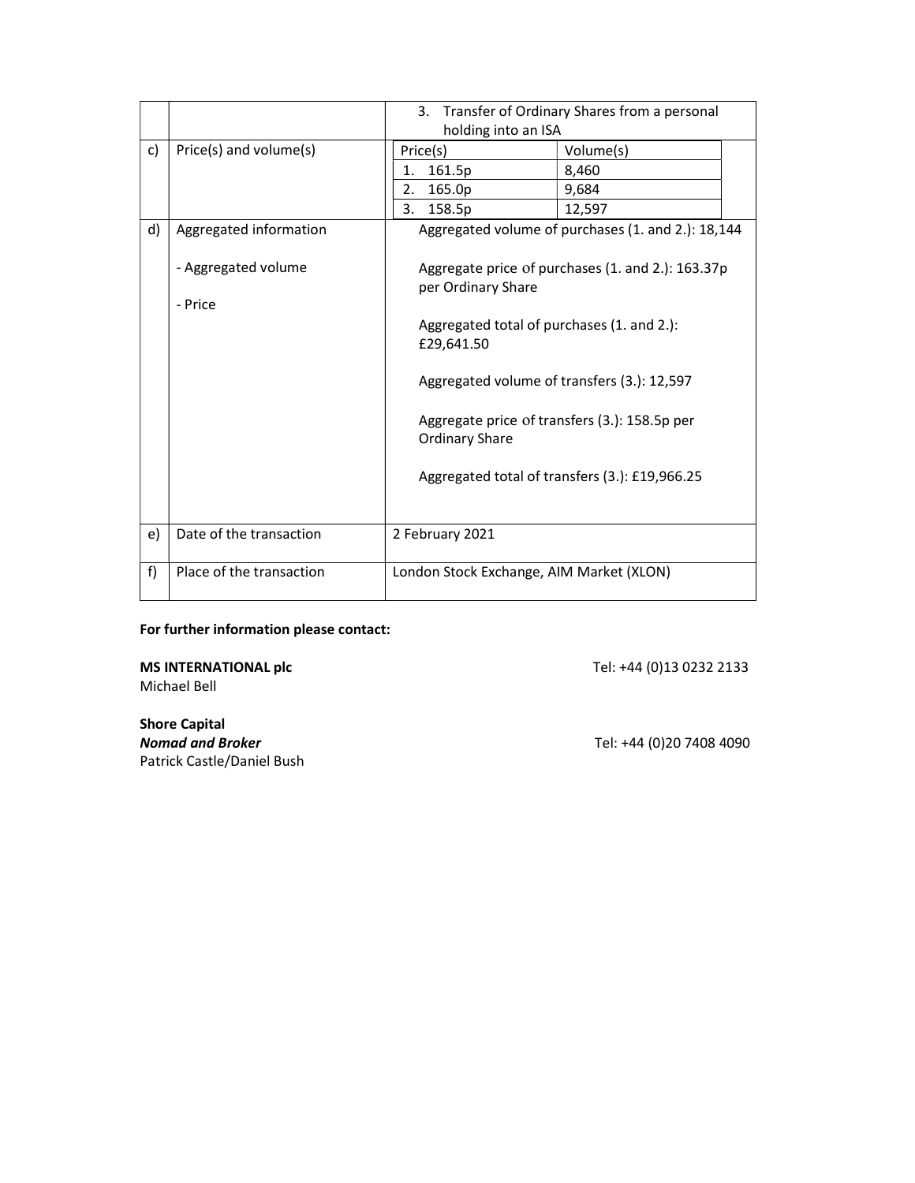| | | |
|---|---|---|
| | | 3. Transfer of Ordinary Shares from a personal holding into an ISA |
| c) | Price(s) and volume(s) | Price(s) / Volume(s)<br>1. 161.5p / 8,460<br>2. 165.0p / 9,684<br>3. 158.5p / 12,597 |
| d) | Aggregated information<br><br>- Aggregated volume<br><br>- Price | Aggregated volume of purchases (1. and 2.): 18,144<br><br>Aggregate price of purchases (1. and 2.): 163.37p per Ordinary Share<br><br>Aggregated total of purchases (1. and 2.): £29,641.50<br><br>Aggregated volume of transfers (3.): 12,597<br><br>Aggregate price of transfers (3.): 158.5p per Ordinary Share<br><br>Aggregated total of transfers (3.): £19,966.25 |
| e) | Date of the transaction | 2 February 2021 |
| f) | Place of the transaction | London Stock Exchange, AIM Market (XLON) |

**For further information please contact:**

**MS INTERNATIONAL plc** Tel: +44 (0)13 0232 2133
Michael Bell

**Shore Capital**
***Nomad and Broker*** Tel: +44 (0)20 7408 4090
Patrick Castle/Daniel Bush